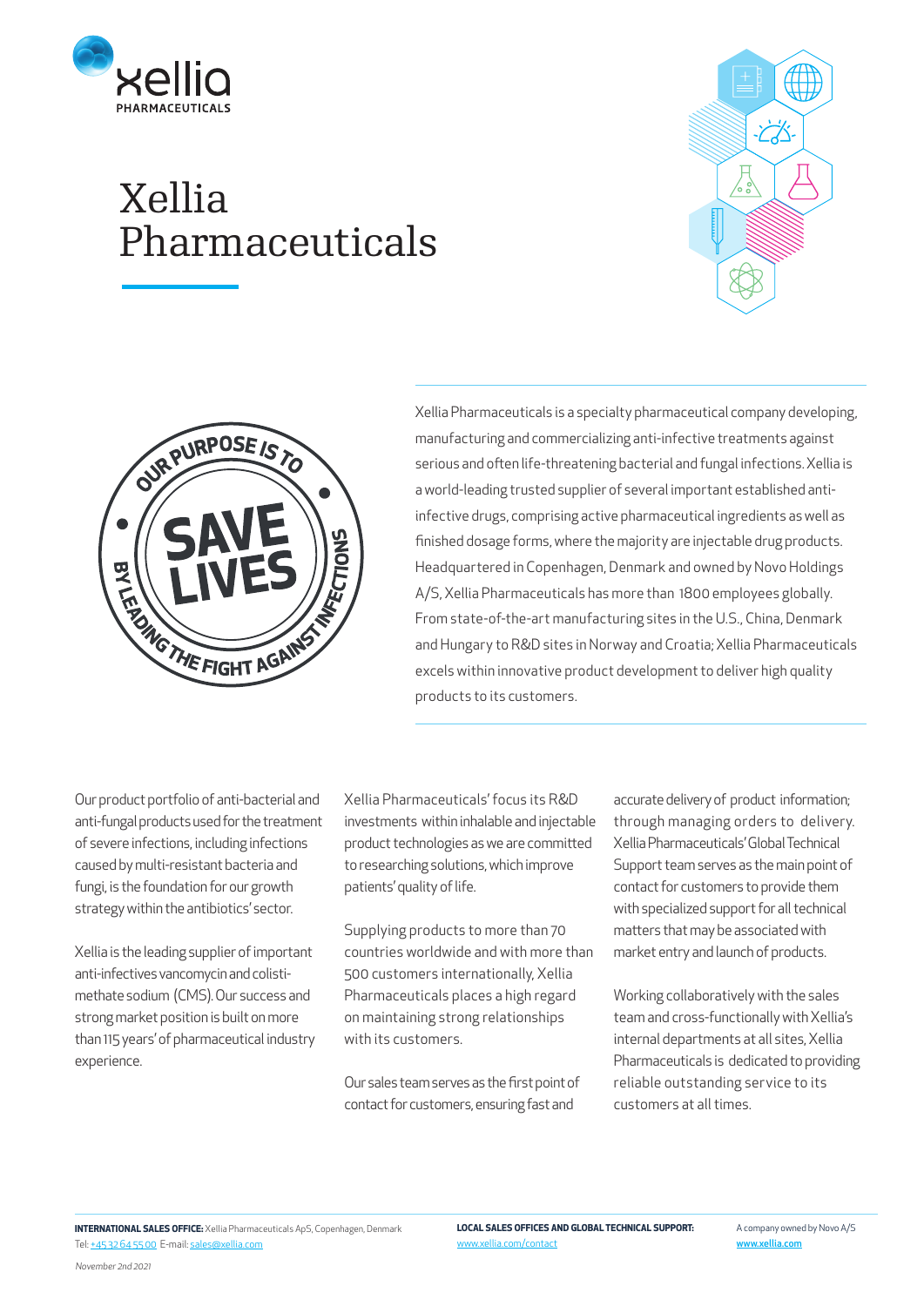# Xellia Pharmaceuticals

OUR PURPOSE IS TO **SAVE LIVES** BY LEADING THE FIGHT AGAINST INFECTIONS

Xellia Pharmaceuticals is a specialty pharmaceutical company developing, manufacturing and commercializing anti-infective treatments against serious and often life-threatening bacterial and fungal infections. Xellia is a world-leading trusted supplier of several important established anti-infective drugs, comprising active pharmaceutical ingredients as well as finished dosage forms, where the majority are injectable drug products. Headquartered in Copenhagen, Denmark and owned by Novo Holdings A/S, Xellia Pharmaceuticals has more than 1800 employees globally. From state-of-the-art manufacturing sites in the U.S., China, Denmark and Hungary to R&D sites in Norway and Croatia; Xellia Pharmaceuticals excels within innovative product development to deliver high quality products to its customers.

Our product portfolio of anti-bacterial and anti-fungal products used for the treatment of severe infections, including infections caused by multi-resistant bacteria and fungi, is the foundation for our growth strategy within the antibiotics' sector.

Xellia is the leading supplier of important anti-infectives vancomycin and colisti-methate sodium (CMS). Our success and strong market position is built on more than 115 years' of pharmaceutical industry experience.

Xellia Pharmaceuticals' focus its R&D investments within inhalable and injectable product technologies as we are committed to researching solutions, which improve patients' quality of life.

Supplying products to more than 70 countries worldwide and with more than 500 customers internationally, Xellia Pharmaceuticals places a high regard on maintaining strong relationships with its customers.

Our sales team serves as the first point of contact for customers, ensuring fast and accurate delivery of product information; through managing orders to delivery. Xellia Pharmaceuticals' Global Technical Support team serves as the main point of contact for customers to provide them with specialized support for all technical matters that may be associated with market entry and launch of products.

Working collaboratively with the sales team and cross-functionally with Xellia's internal departments at all sites, Xellia Pharmaceuticals is dedicated to providing reliable outstanding service to its customers at all times.

**INTERNATIONAL SALES OFFICE:** Xellia Pharmaceuticals ApS, Copenhagen, Denmark
Tel: +45 32 64 55 00 E-mail: sales@xellia.com

**LOCAL SALES OFFICES AND GLOBAL TECHNICAL SUPPORT:**
www.xellia.com/contact

A company owned by Novo A/S
**www.xellia.com**

*November 2nd 2021*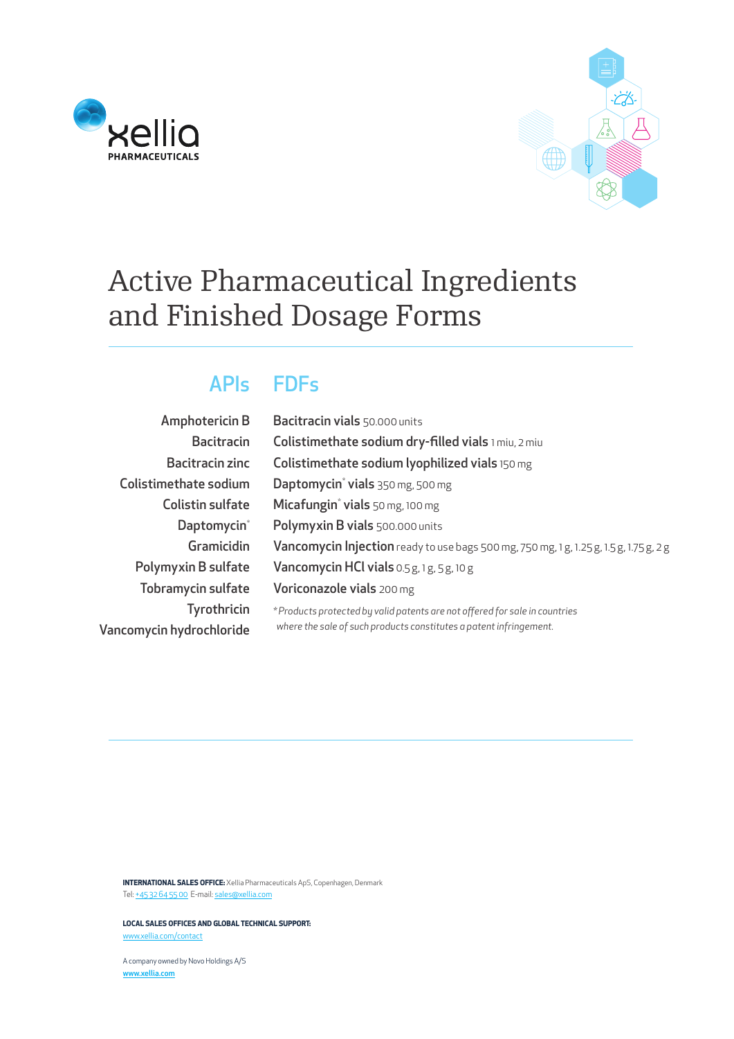xellia PHARMACEUTICALS

# Active Pharmaceutical Ingredients and Finished Dosage Forms

## APIs

- Amphotericin B
- Bacitracin
- Bacitracin zinc
- Colistimethate sodium
- Colistin sulfate
- Daptomycin*
- Gramicidin
- Polymyxin B sulfate
- Tobramycin sulfate
- Tyrothricin
- Vancomycin hydrochloride

## FDFs

- **Bacitracin vials** 50.000 units
- **Colistimethate sodium dry-filled vials** 1 miu, 2 miu
- **Colistimethate sodium lyophilized vials** 150 mg
- **Daptomycin* vials** 350 mg, 500 mg
- **Micafungin* vials** 50 mg, 100 mg
- **Polymyxin B vials** 500.000 units
- **Vancomycin Injection** ready to use bags 500 mg, 750 mg, 1 g, 1.25 g, 1.5 g, 1.75 g, 2 g
- **Vancomycin HCl vials** 0.5 g, 1 g, 5 g, 10 g
- **Voriconazole vials** 200 mg

*\*Products protected by valid patents are not offered for sale in countries where the sale of such products constitutes a patent infringement.*

**INTERNATIONAL SALES OFFICE:** Xellia Pharmaceuticals ApS, Copenhagen, Denmark
Tel: +45 32 64 55 00 E-mail: sales@xellia.com

**LOCAL SALES OFFICES AND GLOBAL TECHNICAL SUPPORT:**
www.xellia.com/contact

A company owned by Novo Holdings A/S
www.xellia.com